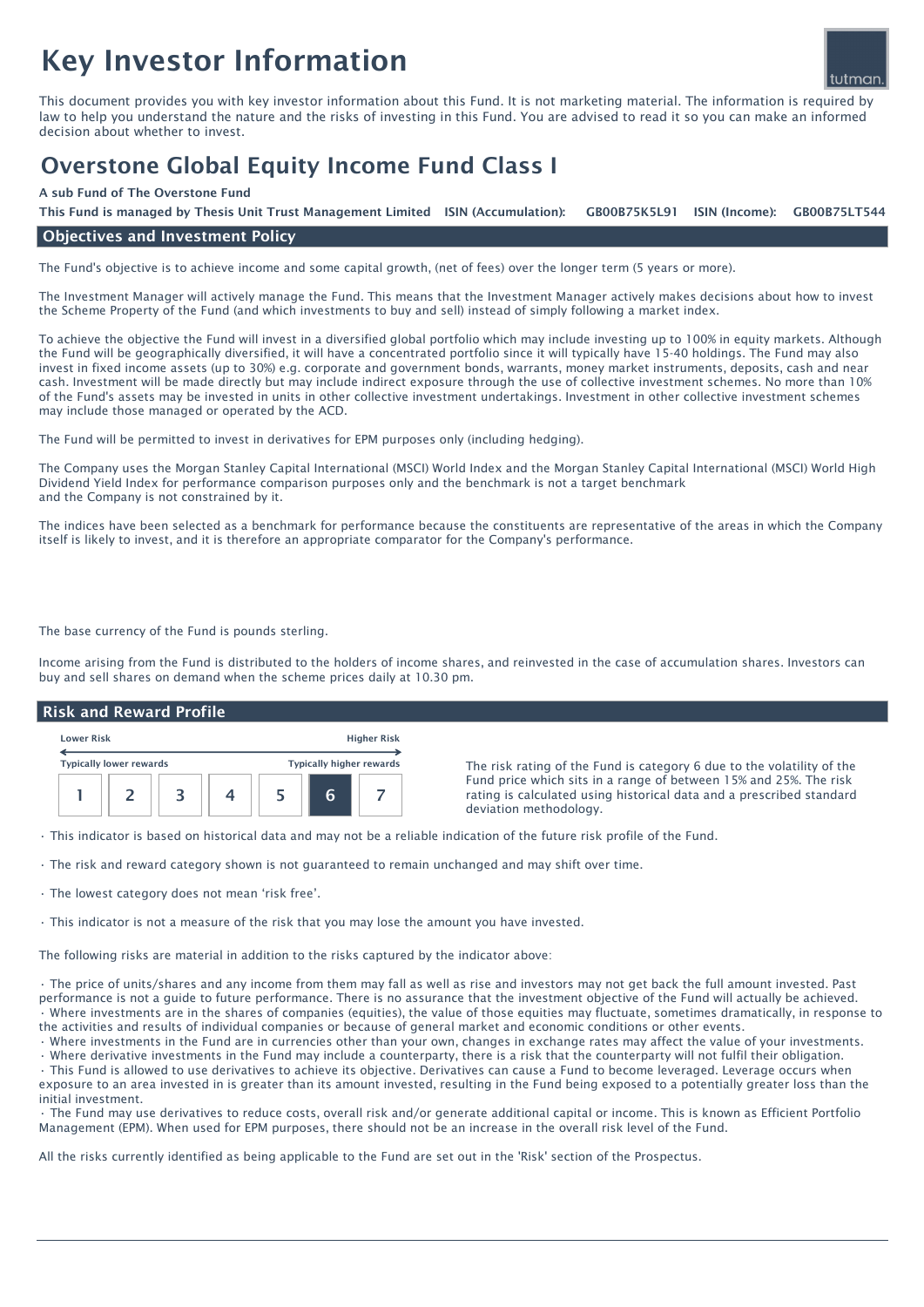# Key Investor Information

This document provides you with key investor information about this Fund. It is not marketing material. The information is required by law to help you understand the nature and the risks of investing in this Fund. You are advised to read it so you can make an informed decision about whether to invest.

## Overstone Global Equity Income Fund Class I

**A sub Fund of The Overstone Fund**

**This Fund is managed by Thesis Unit Trust Management Limited** **ISIN (Accumulation): GB00B75K5L91** **ISIN (Income): GB00B75LT544**

### Objectives and Investment Policy

The Fund's objective is to achieve income and some capital growth, (net of fees) over the longer term (5 years or more).

The Investment Manager will actively manage the Fund. This means that the Investment Manager actively makes decisions about how to invest the Scheme Property of the Fund (and which investments to buy and sell) instead of simply following a market index.

To achieve the objective the Fund will invest in a diversified global portfolio which may include investing up to 100% in equity markets. Although the Fund will be geographically diversified, it will have a concentrated portfolio since it will typically have 15-40 holdings. The Fund may also invest in fixed income assets (up to 30%) e.g. corporate and government bonds, warrants, money market instruments, deposits, cash and near cash. Investment will be made directly but may include indirect exposure through the use of collective investment schemes. No more than 10% of the Fund's assets may be invested in units in other collective investment undertakings. Investment in other collective investment schemes may include those managed or operated by the ACD.

The Fund will be permitted to invest in derivatives for EPM purposes only (including hedging).

The Company uses the Morgan Stanley Capital International (MSCI) World Index and the Morgan Stanley Capital International (MSCI) World High Dividend Yield Index for performance comparison purposes only and the benchmark is not a target benchmark and the Company is not constrained by it.

The indices have been selected as a benchmark for performance because the constituents are representative of the areas in which the Company itself is likely to invest, and it is therefore an appropriate comparator for the Company's performance.

The base currency of the Fund is pounds sterling.

Income arising from the Fund is distributed to the holders of income shares, and reinvested in the case of accumulation shares. Investors can buy and sell shares on demand when the scheme prices daily at 10.30 pm.

### Risk and Reward Profile

Lower Risk — Higher Risk

Typically lower rewards — Typically higher rewards

1 2 3 4 5 **6** 7

The risk rating of the Fund is category 6 due to the volatility of the Fund price which sits in a range of between 15% and 25%. The risk rating is calculated using historical data and a prescribed standard deviation methodology.

- This indicator is based on historical data and may not be a reliable indication of the future risk profile of the Fund.
- The risk and reward category shown is not guaranteed to remain unchanged and may shift over time.
- The lowest category does not mean 'risk free'.
- This indicator is not a measure of the risk that you may lose the amount you have invested.

The following risks are material in addition to the risks captured by the indicator above:

- The price of units/shares and any income from them may fall as well as rise and investors may not get back the full amount invested. Past performance is not a guide to future performance. There is no assurance that the investment objective of the Fund will actually be achieved.
- Where investments are in the shares of companies (equities), the value of those equities may fluctuate, sometimes dramatically, in response to the activities and results of individual companies or because of general market and economic conditions or other events.
- Where investments in the Fund are in currencies other than your own, changes in exchange rates may affect the value of your investments.
- Where derivative investments in the Fund may include a counterparty, there is a risk that the counterparty will not fulfil their obligation.
- This Fund is allowed to use derivatives to achieve its objective. Derivatives can cause a Fund to become leveraged. Leverage occurs when exposure to an area invested in is greater than its amount invested, resulting in the Fund being exposed to a potentially greater loss than the initial investment.
- The Fund may use derivatives to reduce costs, overall risk and/or generate additional capital or income. This is known as Efficient Portfolio Management (EPM). When used for EPM purposes, there should not be an increase in the overall risk level of the Fund.

All the risks currently identified as being applicable to the Fund are set out in the 'Risk' section of the Prospectus.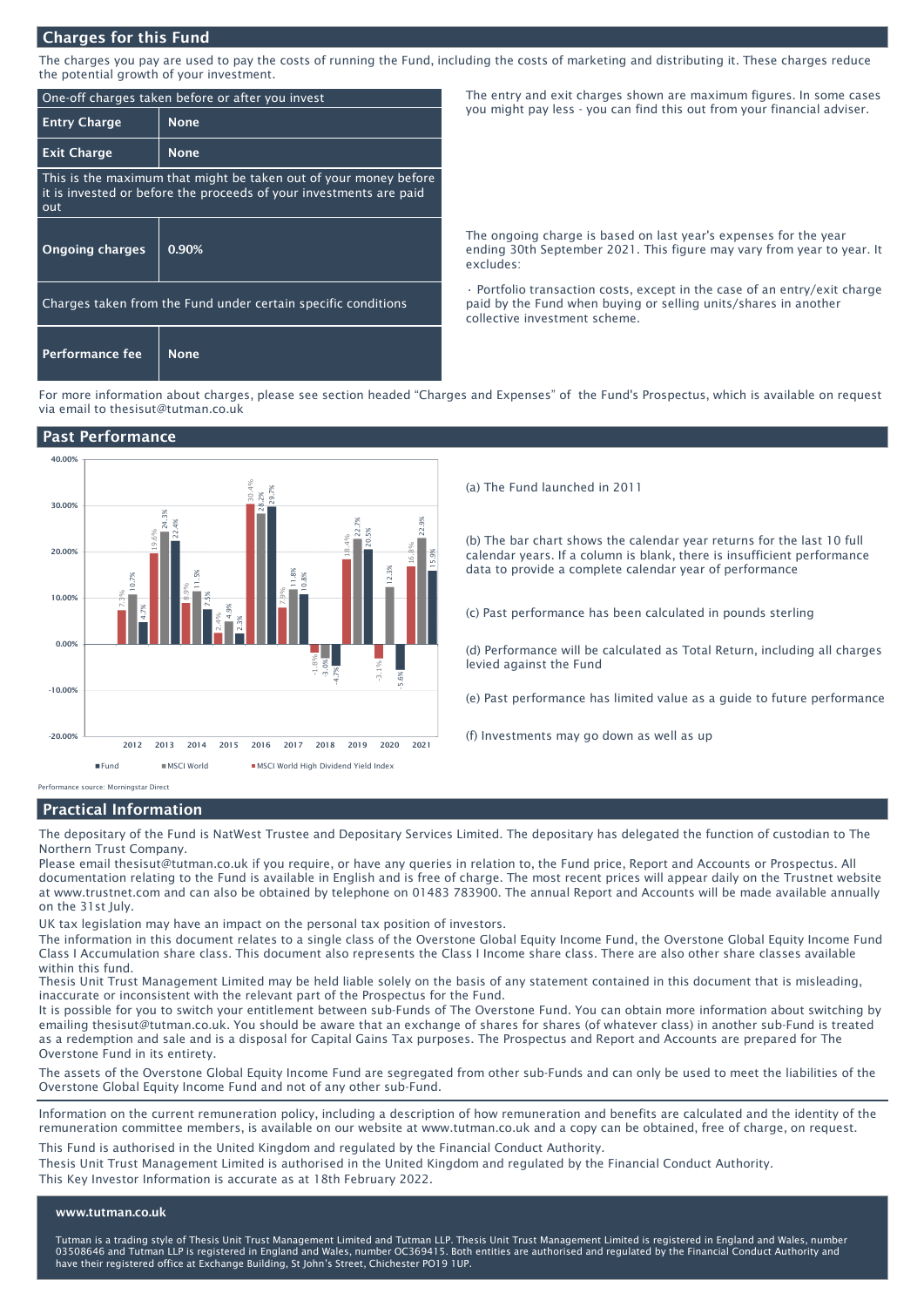## Charges for this Fund

The charges you pay are used to pay the costs of running the Fund, including the costs of marketing and distributing it. These charges reduce the potential growth of your investment.

| One-off charges taken before or after you invest | |
|---|---|
| **Entry Charge** | **None** |
| **Exit Charge** | **None** |
| This is the maximum that might be taken out of your money before it is invested or before the proceeds of your investments are paid out | |
| **Ongoing charges** | **0.90%** |
| Charges taken from the Fund under certain specific conditions | |
| **Performance fee** | **None** |

The entry and exit charges shown are maximum figures. In some cases you might pay less - you can find this out from your financial adviser.

The ongoing charge is based on last year's expenses for the year ending 30th September 2021. This figure may vary from year to year. It excludes:

- Portfolio transaction costs, except in the case of an entry/exit charge paid by the Fund when buying or selling units/shares in another collective investment scheme.

For more information about charges, please see section headed "Charges and Expenses" of the Fund's Prospectus, which is available on request via email to thesisut@tutman.co.uk

## Past Performance

40.00%
30.00%
20.00%
10.00%
0.00%
-10.00%
-20.00%

2012: 7.3% 10.7% 4.7%
2013: 19.6% 24.3% 22.4%
2014: 8.9% 11.5% 7.5%
2015: 2.4% 4.9% 2.3%
2016: 30.4% 28.2% 29.7%
2017: 7.9% 11.8% 10.8%
2018: -1.8% -3.0% -4.7%
2019: 18.4% 22.7% 20.5%
2020: -3.1% 12.3% -5.6%
2021: 16.8% 22.9% 15.9%

Fund ■ MSCI World ■ MSCI World High Dividend Yield Index

Performance source: Morningstar Direct

(a) The Fund launched in 2011

(b) The bar chart shows the calendar year returns for the last 10 full calendar years. If a column is blank, there is insufficient performance data to provide a complete calendar year of performance

(c) Past performance has been calculated in pounds sterling

(d) Performance will be calculated as Total Return, including all charges levied against the Fund

(e) Past performance has limited value as a guide to future performance

(f) Investments may go down as well as up

## Practical Information

The depositary of the Fund is NatWest Trustee and Depositary Services Limited. The depositary has delegated the function of custodian to The Northern Trust Company.

Please email thesisut@tutman.co.uk if you require, or have any queries in relation to, the Fund price, Report and Accounts or Prospectus. All documentation relating to the Fund is available in English and is free of charge. The most recent prices will appear daily on the Trustnet website at www.trustnet.com and can also be obtained by telephone on 01483 783900. The annual Report and Accounts will be made available annually on the 31st July.

UK tax legislation may have an impact on the personal tax position of investors.

The information in this document relates to a single class of the Overstone Global Equity Income Fund, the Overstone Global Equity Income Fund Class I Accumulation share class. This document also represents the Class I Income share class. There are also other share classes available within this fund.

Thesis Unit Trust Management Limited may be held liable solely on the basis of any statement contained in this document that is misleading, inaccurate or inconsistent with the relevant part of the Prospectus for the Fund.

It is possible for you to switch your entitlement between sub-Funds of The Overstone Fund. You can obtain more information about switching by emailing thesisut@tutman.co.uk. You should be aware that an exchange of shares for shares (of whatever class) in another sub-Fund is treated as a redemption and sale and is a disposal for Capital Gains Tax purposes. The Prospectus and Report and Accounts are prepared for The Overstone Fund in its entirety.

The assets of the Overstone Global Equity Income Fund are segregated from other sub-Funds and can only be used to meet the liabilities of the Overstone Global Equity Income Fund and not of any other sub-Fund.

Information on the current remuneration policy, including a description of how remuneration and benefits are calculated and the identity of the remuneration committee members, is available on our website at www.tutman.co.uk and a copy can be obtained, free of charge, on request.

This Fund is authorised in the United Kingdom and regulated by the Financial Conduct Authority.

Thesis Unit Trust Management Limited is authorised in the United Kingdom and regulated by the Financial Conduct Authority.

This Key Investor Information is accurate as at 18th February 2022.

**www.tutman.co.uk**

Tutman is a trading style of Thesis Unit Trust Management Limited and Tutman LLP. Thesis Unit Trust Management Limited is registered in England and Wales, number 03508646 and Tutman LLP is registered in England and Wales, number OC369415. Both entities are authorised and regulated by the Financial Conduct Authority and have their registered office at Exchange Building, St John's Street, Chichester PO19 1UP.